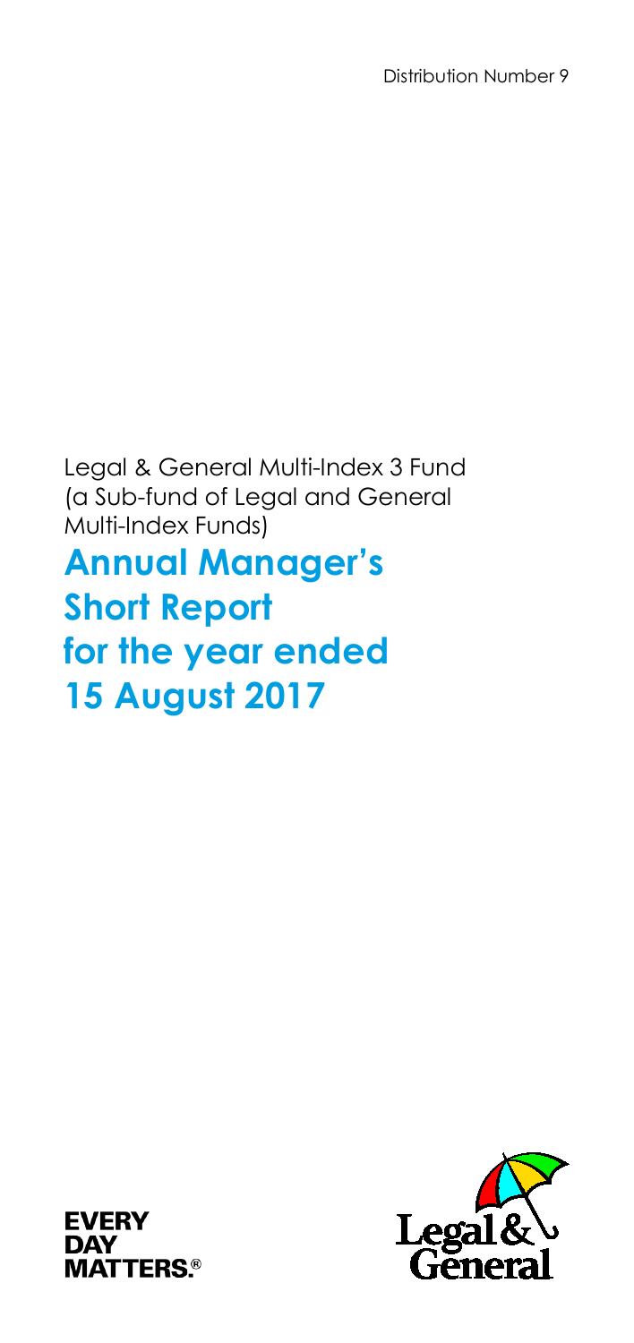Distribution Number 9

Legal & General Multi-Index 3 Fund
(a Sub-fund of Legal and General Multi-Index Funds)

# Annual Manager's Short Report for the year ended 15 August 2017

EVERY DAY MATTERS.®

Legal & General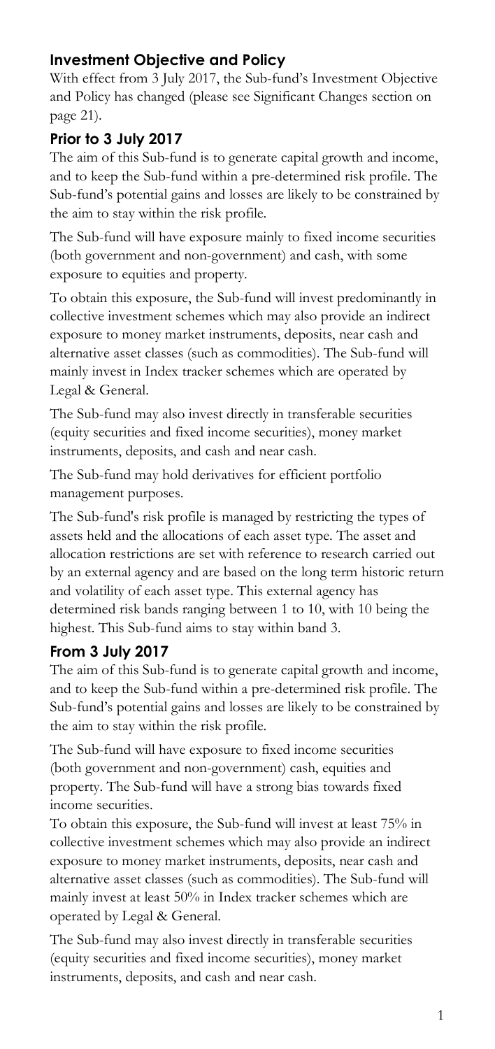## Investment Objective and Policy

With effect from 3 July 2017, the Sub-fund's Investment Objective and Policy has changed (please see Significant Changes section on page 21).

### Prior to 3 July 2017

The aim of this Sub-fund is to generate capital growth and income, and to keep the Sub-fund within a pre-determined risk profile. The Sub-fund's potential gains and losses are likely to be constrained by the aim to stay within the risk profile.

The Sub-fund will have exposure mainly to fixed income securities (both government and non-government) and cash, with some exposure to equities and property.

To obtain this exposure, the Sub-fund will invest predominantly in collective investment schemes which may also provide an indirect exposure to money market instruments, deposits, near cash and alternative asset classes (such as commodities). The Sub-fund will mainly invest in Index tracker schemes which are operated by Legal & General.

The Sub-fund may also invest directly in transferable securities (equity securities and fixed income securities), money market instruments, deposits, and cash and near cash.

The Sub-fund may hold derivatives for efficient portfolio management purposes.

The Sub-fund's risk profile is managed by restricting the types of assets held and the allocations of each asset type. The asset and allocation restrictions are set with reference to research carried out by an external agency and are based on the long term historic return and volatility of each asset type. This external agency has determined risk bands ranging between 1 to 10, with 10 being the highest. This Sub-fund aims to stay within band 3.

### From 3 July 2017

The aim of this Sub-fund is to generate capital growth and income, and to keep the Sub-fund within a pre-determined risk profile. The Sub-fund's potential gains and losses are likely to be constrained by the aim to stay within the risk profile.

The Sub-fund will have exposure to fixed income securities (both government and non-government) cash, equities and property. The Sub-fund will have a strong bias towards fixed income securities.

To obtain this exposure, the Sub-fund will invest at least 75% in collective investment schemes which may also provide an indirect exposure to money market instruments, deposits, near cash and alternative asset classes (such as commodities). The Sub-fund will mainly invest at least 50% in Index tracker schemes which are operated by Legal & General.

The Sub-fund may also invest directly in transferable securities (equity securities and fixed income securities), money market instruments, deposits, and cash and near cash.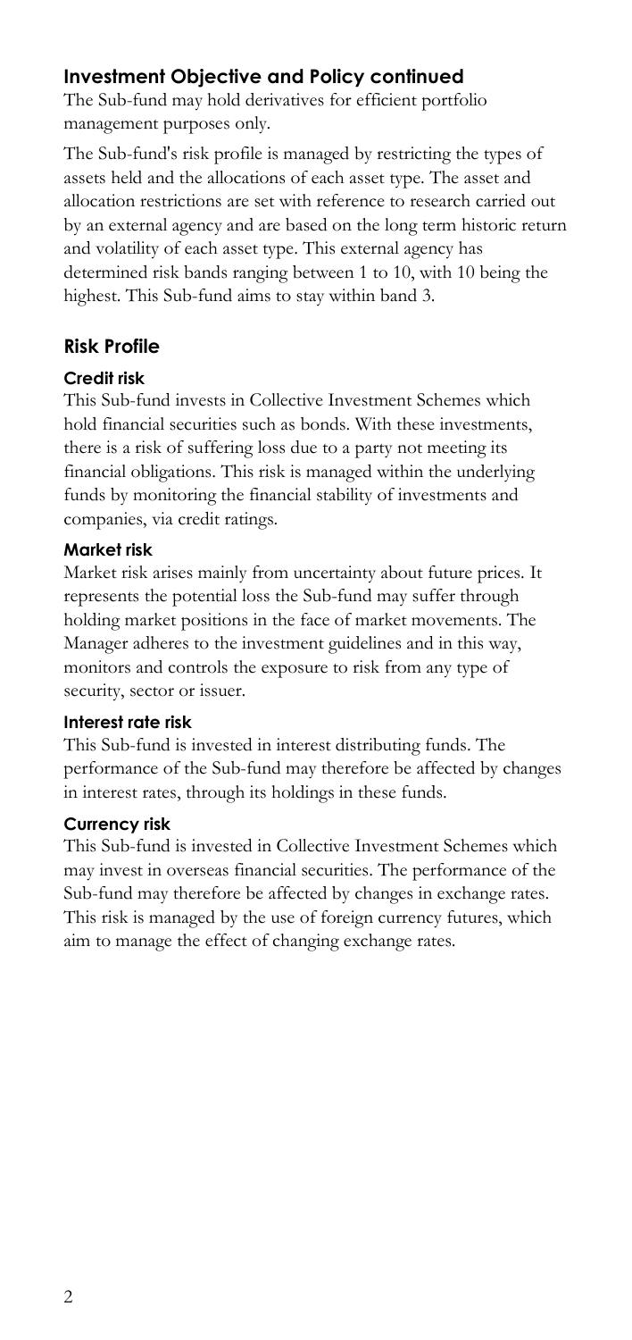## Investment Objective and Policy continued

The Sub-fund may hold derivatives for efficient portfolio management purposes only.

The Sub-fund's risk profile is managed by restricting the types of assets held and the allocations of each asset type. The asset and allocation restrictions are set with reference to research carried out by an external agency and are based on the long term historic return and volatility of each asset type. This external agency has determined risk bands ranging between 1 to 10, with 10 being the highest. This Sub-fund aims to stay within band 3.

## Risk Profile

### Credit risk

This Sub-fund invests in Collective Investment Schemes which hold financial securities such as bonds. With these investments, there is a risk of suffering loss due to a party not meeting its financial obligations. This risk is managed within the underlying funds by monitoring the financial stability of investments and companies, via credit ratings.

### Market risk

Market risk arises mainly from uncertainty about future prices. It represents the potential loss the Sub-fund may suffer through holding market positions in the face of market movements. The Manager adheres to the investment guidelines and in this way, monitors and controls the exposure to risk from any type of security, sector or issuer.

### Interest rate risk

This Sub-fund is invested in interest distributing funds. The performance of the Sub-fund may therefore be affected by changes in interest rates, through its holdings in these funds.

### Currency risk

This Sub-fund is invested in Collective Investment Schemes which may invest in overseas financial securities. The performance of the Sub-fund may therefore be affected by changes in exchange rates. This risk is managed by the use of foreign currency futures, which aim to manage the effect of changing exchange rates.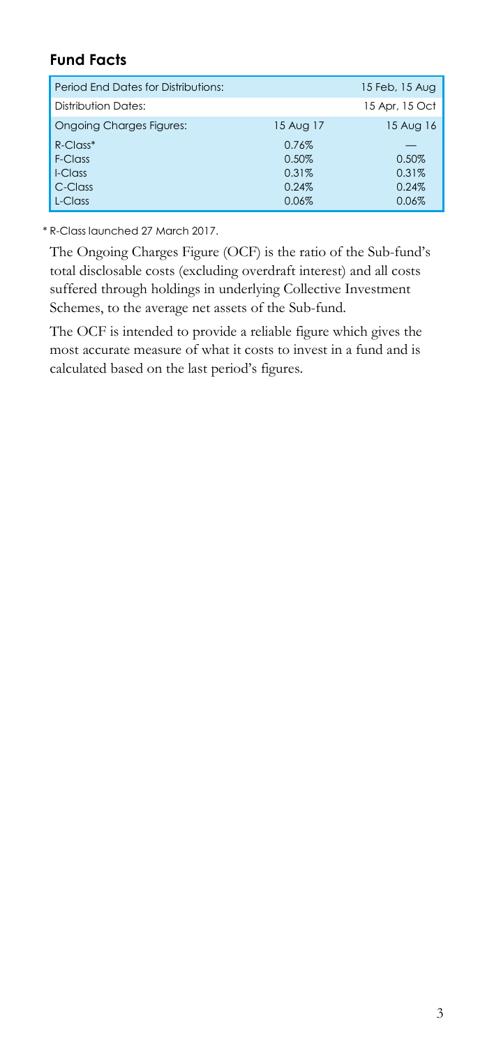## Fund Facts

| | | |
|---|---|---|
| Period End Dates for Distributions: | | 15 Feb, 15 Aug |
| Distribution Dates: | | 15 Apr, 15 Oct |
| Ongoing Charges Figures: | 15 Aug 17 | 15 Aug 16 |
| R-Class* | 0.76% | — |
| F-Class | 0.50% | 0.50% |
| I-Class | 0.31% | 0.31% |
| C-Class | 0.24% | 0.24% |
| L-Class | 0.06% | 0.06% |

* R-Class launched 27 March 2017.

The Ongoing Charges Figure (OCF) is the ratio of the Sub-fund's total disclosable costs (excluding overdraft interest) and all costs suffered through holdings in underlying Collective Investment Schemes, to the average net assets of the Sub-fund.

The OCF is intended to provide a reliable figure which gives the most accurate measure of what it costs to invest in a fund and is calculated based on the last period's figures.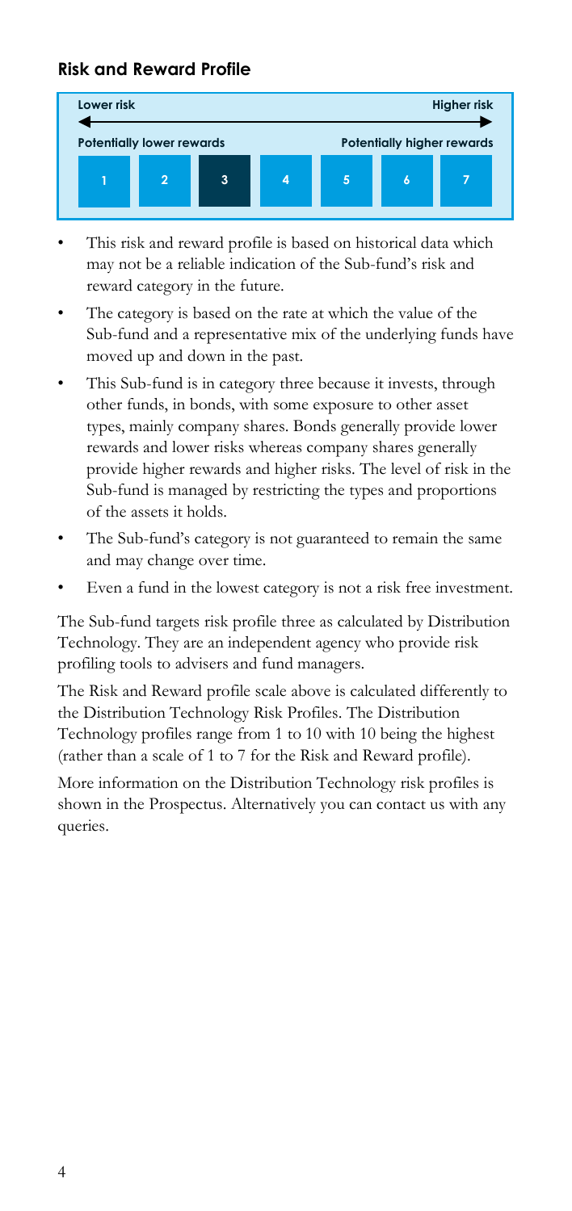## Risk and Reward Profile

Lower risk

Higher risk

Potentially lower rewards

Potentially higher rewards

1 2 3 4 5 6 7

- This risk and reward profile is based on historical data which may not be a reliable indication of the Sub-fund's risk and reward category in the future.
- The category is based on the rate at which the value of the Sub-fund and a representative mix of the underlying funds have moved up and down in the past.
- This Sub-fund is in category three because it invests, through other funds, in bonds, with some exposure to other asset types, mainly company shares. Bonds generally provide lower rewards and lower risks whereas company shares generally provide higher rewards and higher risks. The level of risk in the Sub-fund is managed by restricting the types and proportions of the assets it holds.
- The Sub-fund's category is not guaranteed to remain the same and may change over time.
- Even a fund in the lowest category is not a risk free investment.

The Sub-fund targets risk profile three as calculated by Distribution Technology. They are an independent agency who provide risk profiling tools to advisers and fund managers.

The Risk and Reward profile scale above is calculated differently to the Distribution Technology Risk Profiles. The Distribution Technology profiles range from 1 to 10 with 10 being the highest (rather than a scale of 1 to 7 for the Risk and Reward profile).

More information on the Distribution Technology risk profiles is shown in the Prospectus. Alternatively you can contact us with any queries.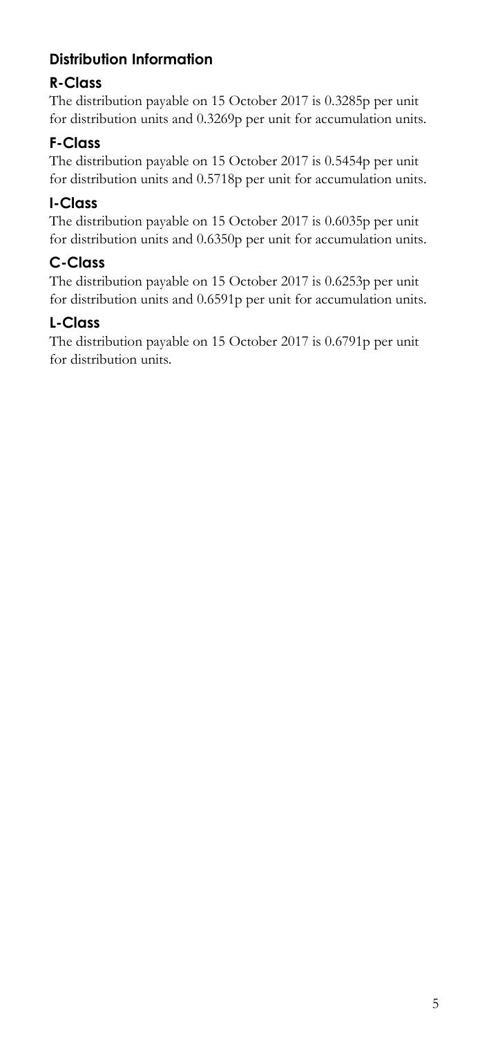## Distribution Information

### R-Class

The distribution payable on 15 October 2017 is 0.3285p per unit for distribution units and 0.3269p per unit for accumulation units.

### F-Class

The distribution payable on 15 October 2017 is 0.5454p per unit for distribution units and 0.5718p per unit for accumulation units.

### I-Class

The distribution payable on 15 October 2017 is 0.6035p per unit for distribution units and 0.6350p per unit for accumulation units.

### C-Class

The distribution payable on 15 October 2017 is 0.6253p per unit for distribution units and 0.6591p per unit for accumulation units.

### L-Class

The distribution payable on 15 October 2017 is 0.6791p per unit for distribution units.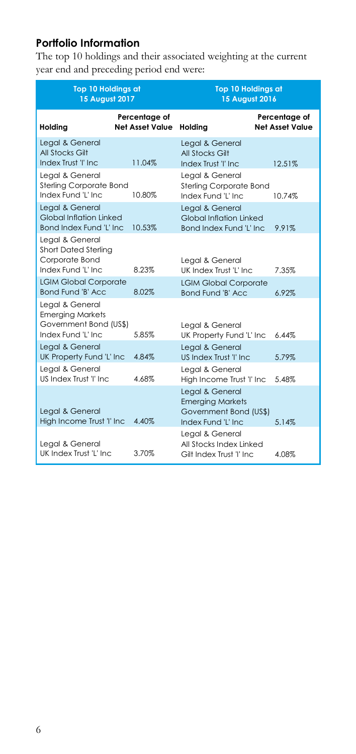## Portfolio Information

The top 10 holdings and their associated weighting at the current year end and preceding period end were:

| Top 10 Holdings at 15 August 2017 | | Top 10 Holdings at 15 August 2016 | |
|---|---|---|---|
| **Holding** | **Percentage of Net Asset Value** | **Holding** | **Percentage of Net Asset Value** |
| Legal & General All Stocks Gilt Index Trust 'I' Inc | 11.04% | Legal & General All Stocks Gilt Index Trust 'I' Inc | 12.51% |
| Legal & General Sterling Corporate Bond Index Fund 'L' Inc | 10.80% | Legal & General Sterling Corporate Bond Index Fund 'L' Inc | 10.74% |
| Legal & General Global Inflation Linked Bond Index Fund 'L' Inc | 10.53% | Legal & General Global Inflation Linked Bond Index Fund 'L' Inc | 9.91% |
| Legal & General Short Dated Sterling Corporate Bond Index Fund 'L' Inc | 8.23% | Legal & General UK Index Trust 'L' Inc | 7.35% |
| LGIM Global Corporate Bond Fund 'B' Acc | 8.02% | LGIM Global Corporate Bond Fund 'B' Acc | 6.92% |
| Legal & General Emerging Markets Government Bond (US$) Index Fund 'L' Inc | 5.85% | Legal & General UK Property Fund 'L' Inc | 6.44% |
| Legal & General UK Property Fund 'L' Inc | 4.84% | Legal & General US Index Trust 'I' Inc | 5.79% |
| Legal & General US Index Trust 'I' Inc | 4.68% | Legal & General High Income Trust 'I' Inc | 5.48% |
| Legal & General High Income Trust 'I' Inc | 4.40% | Legal & General Emerging Markets Government Bond (US$) Index Fund 'L' Inc | 5.14% |
| Legal & General UK Index Trust 'L' Inc | 3.70% | Legal & General All Stocks Index Linked Gilt Index Trust 'I' Inc | 4.08% |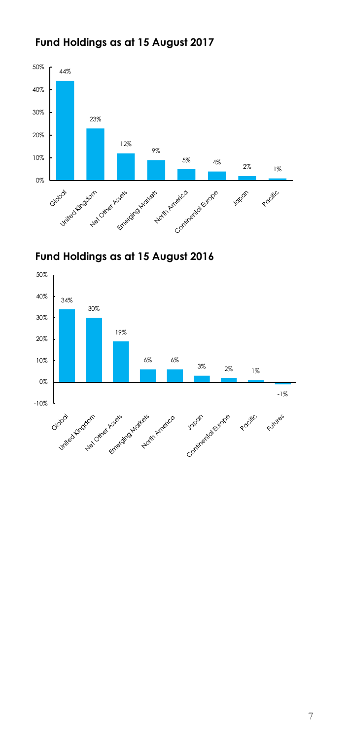## Fund Holdings as at 15 August 2017

50%
40%
30%
20%
10%
0%

44%
23%
12%
9%
5%
4%
2%
1%

Global
United Kingdom
Net Other Assets
Emerging Markets
North America
Continental Europe
Japan
Pacific

## Fund Holdings as at 15 August 2016

50%
40%
30%
20%
10%
0%
-10%

34%
30%
19%
6%
6%
3%
2%
1%
-1%

Global
United Kingdom
Net Other Assets
Emerging Markets
North America
Japan
Continental Europe
Pacific
Futures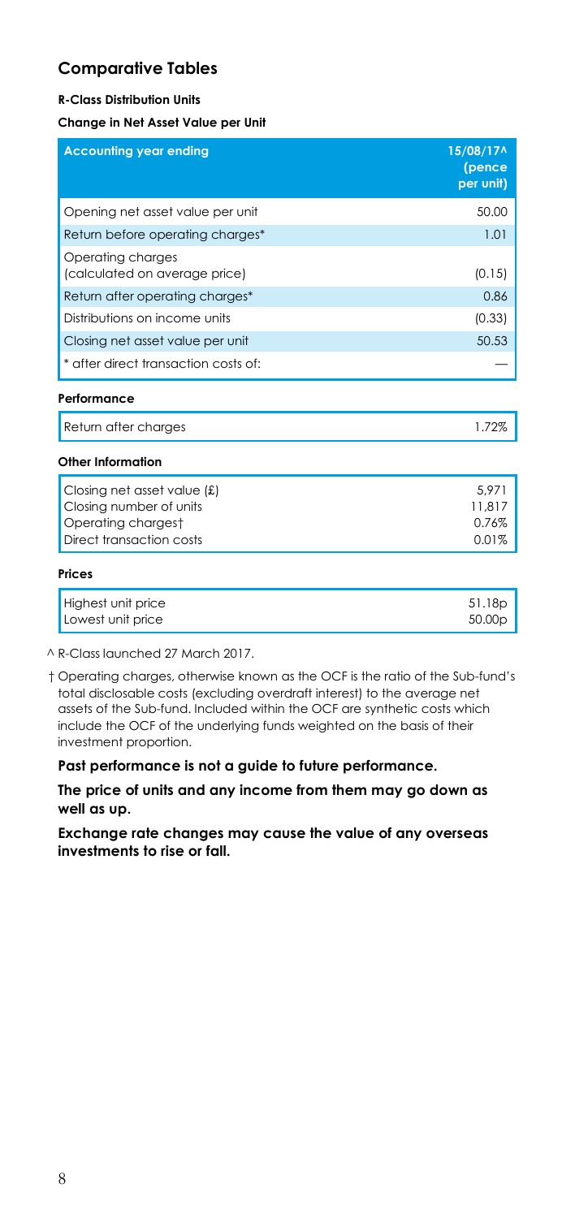## Comparative Tables

**R-Class Distribution Units**

**Change in Net Asset Value per Unit**

| Accounting year ending | 15/08/17^ (pence per unit) |
|---|---|
| Opening net asset value per unit | 50.00 |
| Return before operating charges* | 1.01 |
| Operating charges (calculated on average price) | (0.15) |
| Return after operating charges* | 0.86 |
| Distributions on income units | (0.33) |
| Closing net asset value per unit | 50.53 |
| * after direct transaction costs of: | — |

**Performance**

| | |
|---|---|
| Return after charges | 1.72% |

**Other Information**

| | |
|---|---|
| Closing net asset value (£) | 5,971 |
| Closing number of units | 11,817 |
| Operating charges† | 0.76% |
| Direct transaction costs | 0.01% |

**Prices**

| | |
|---|---|
| Highest unit price | 51.18p |
| Lowest unit price | 50.00p |

^ R-Class launched 27 March 2017.

† Operating charges, otherwise known as the OCF is the ratio of the Sub-fund's total disclosable costs (excluding overdraft interest) to the average net assets of the Sub-fund. Included within the OCF are synthetic costs which include the OCF of the underlying funds weighted on the basis of their investment proportion.

**Past performance is not a guide to future performance.**

**The price of units and any income from them may go down as well as up.**

**Exchange rate changes may cause the value of any overseas investments to rise or fall.**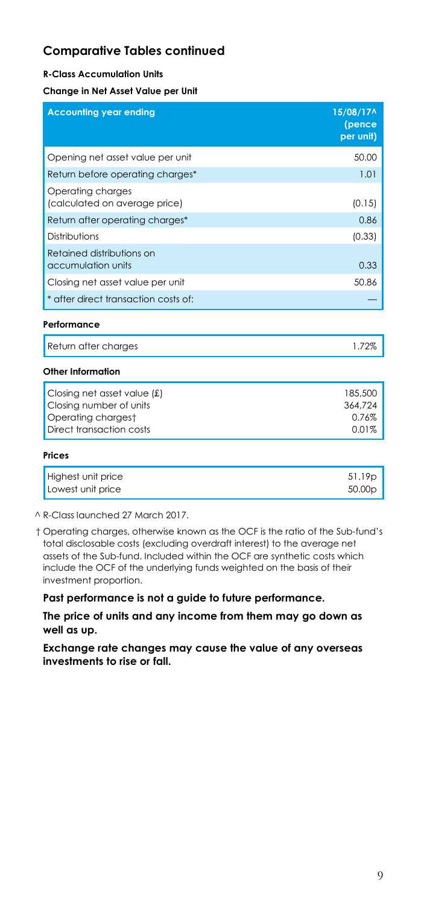## Comparative Tables continued

**R-Class Accumulation Units**

**Change in Net Asset Value per Unit**

| Accounting year ending | 15/08/17^ (pence per unit) |
|---|---|
| Opening net asset value per unit | 50.00 |
| Return before operating charges* | 1.01 |
| Operating charges (calculated on average price) | (0.15) |
| Return after operating charges* | 0.86 |
| Distributions | (0.33) |
| Retained distributions on accumulation units | 0.33 |
| Closing net asset value per unit | 50.86 |
| * after direct transaction costs of: | — |

**Performance**

| | |
|---|---|
| Return after charges | 1.72% |

**Other Information**

| | |
|---|---|
| Closing net asset value (£) | 185,500 |
| Closing number of units | 364,724 |
| Operating charges† | 0.76% |
| Direct transaction costs | 0.01% |

**Prices**

| | |
|---|---|
| Highest unit price | 51.19p |
| Lowest unit price | 50.00p |

^ R-Class launched 27 March 2017.

† Operating charges, otherwise known as the OCF is the ratio of the Sub-fund's total disclosable costs (excluding overdraft interest) to the average net assets of the Sub-fund. Included within the OCF are synthetic costs which include the OCF of the underlying funds weighted on the basis of their investment proportion.

**Past performance is not a guide to future performance.**

**The price of units and any income from them may go down as well as up.**

**Exchange rate changes may cause the value of any overseas investments to rise or fall.**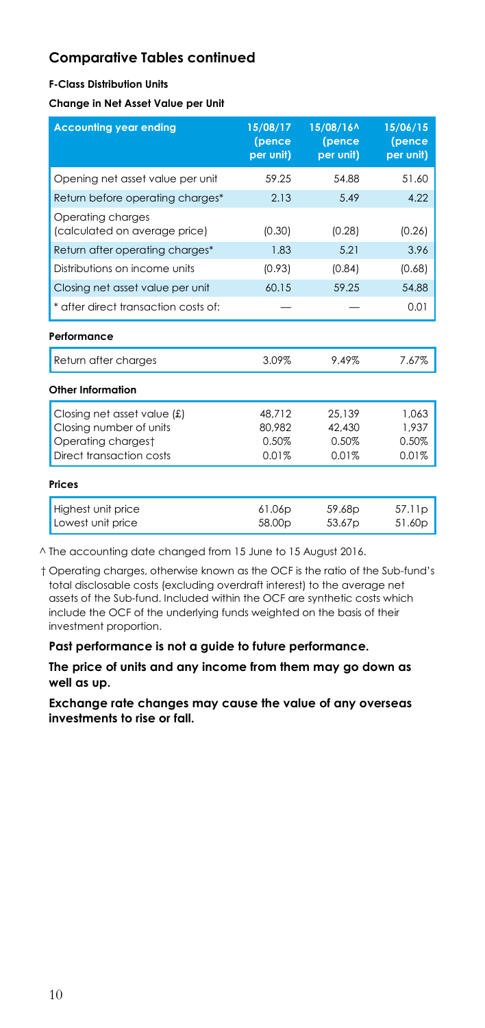## Comparative Tables continued

**F-Class Distribution Units**

**Change in Net Asset Value per Unit**

| Accounting year ending | 15/08/17 (pence per unit) | 15/08/16^ (pence per unit) | 15/06/15 (pence per unit) |
|---|---|---|---|
| Opening net asset value per unit | 59.25 | 54.88 | 51.60 |
| Return before operating charges* | 2.13 | 5.49 | 4.22 |
| Operating charges (calculated on average price) | (0.30) | (0.28) | (0.26) |
| Return after operating charges* | 1.83 | 5.21 | 3.96 |
| Distributions on income units | (0.93) | (0.84) | (0.68) |
| Closing net asset value per unit | 60.15 | 59.25 | 54.88 |
| * after direct transaction costs of: | — | — | 0.01 |
| **Performance** | | | |
| Return after charges | 3.09% | 9.49% | 7.67% |
| **Other Information** | | | |
| Closing net asset value (£) | 48,712 | 25,139 | 1,063 |
| Closing number of units | 80,982 | 42,430 | 1,937 |
| Operating charges† | 0.50% | 0.50% | 0.50% |
| Direct transaction costs | 0.01% | 0.01% | 0.01% |
| **Prices** | | | |
| Highest unit price | 61.06p | 59.68p | 57.11p |
| Lowest unit price | 58.00p | 53.67p | 51.60p |

^ The accounting date changed from 15 June to 15 August 2016.

† Operating charges, otherwise known as the OCF is the ratio of the Sub-fund's total disclosable costs (excluding overdraft interest) to the average net assets of the Sub-fund. Included within the OCF are synthetic costs which include the OCF of the underlying funds weighted on the basis of their investment proportion.

**Past performance is not a guide to future performance.**

**The price of units and any income from them may go down as well as up.**

**Exchange rate changes may cause the value of any overseas investments to rise or fall.**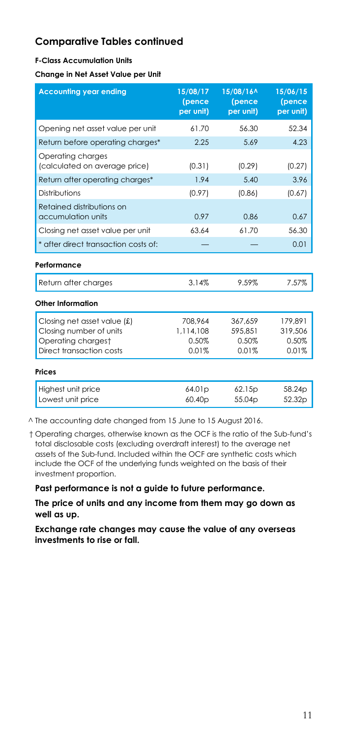## Comparative Tables continued

**F-Class Accumulation Units**

**Change in Net Asset Value per Unit**

| Accounting year ending | 15/08/17 (pence per unit) | 15/08/16^ (pence per unit) | 15/06/15 (pence per unit) |
|---|---|---|---|
| Opening net asset value per unit | 61.70 | 56.30 | 52.34 |
| Return before operating charges* | 2.25 | 5.69 | 4.23 |
| Operating charges (calculated on average price) | (0.31) | (0.29) | (0.27) |
| Return after operating charges* | 1.94 | 5.40 | 3.96 |
| Distributions | (0.97) | (0.86) | (0.67) |
| Retained distributions on accumulation units | 0.97 | 0.86 | 0.67 |
| Closing net asset value per unit | 63.64 | 61.70 | 56.30 |
| * after direct transaction costs of: | — | — | 0.01 |

**Performance**

| | | | |
|---|---|---|---|
| Return after charges | 3.14% | 9.59% | 7.57% |

**Other Information**

| | | | |
|---|---|---|---|
| Closing net asset value (£) | 708,964 | 367,659 | 179,891 |
| Closing number of units | 1,114,108 | 595,851 | 319,506 |
| Operating charges† | 0.50% | 0.50% | 0.50% |
| Direct transaction costs | 0.01% | 0.01% | 0.01% |

**Prices**

| | | | |
|---|---|---|---|
| Highest unit price | 64.01p | 62.15p | 58.24p |
| Lowest unit price | 60.40p | 55.04p | 52.32p |

^ The accounting date changed from 15 June to 15 August 2016.

† Operating charges, otherwise known as the OCF is the ratio of the Sub-fund's total disclosable costs (excluding overdraft interest) to the average net assets of the Sub-fund. Included within the OCF are synthetic costs which include the OCF of the underlying funds weighted on the basis of their investment proportion.

**Past performance is not a guide to future performance.**

**The price of units and any income from them may go down as well as up.**

**Exchange rate changes may cause the value of any overseas investments to rise or fall.**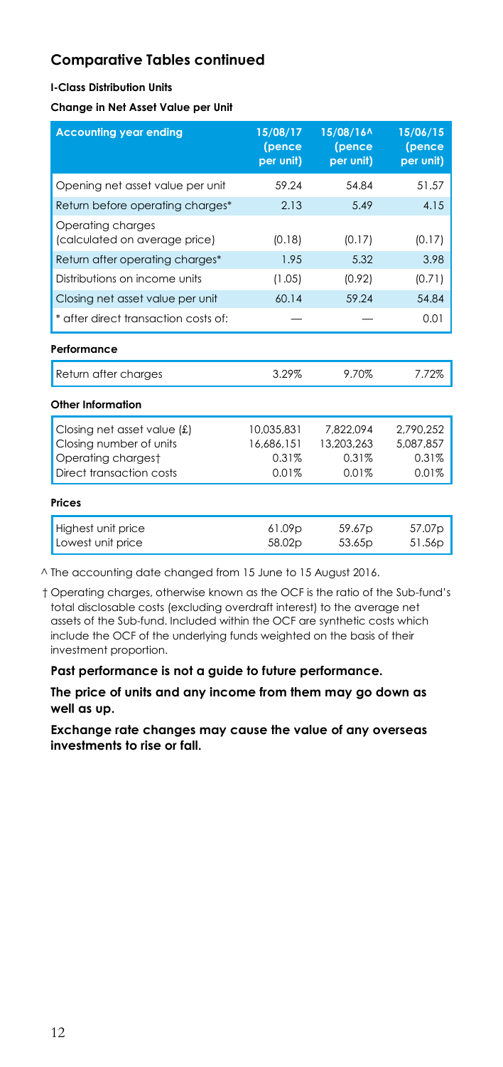## Comparative Tables continued

**I-Class Distribution Units**

**Change in Net Asset Value per Unit**

| Accounting year ending | 15/08/17 (pence per unit) | 15/08/16^ (pence per unit) | 15/06/15 (pence per unit) |
|---|---|---|---|
| Opening net asset value per unit | 59.24 | 54.84 | 51.57 |
| Return before operating charges* | 2.13 | 5.49 | 4.15 |
| Operating charges (calculated on average price) | (0.18) | (0.17) | (0.17) |
| Return after operating charges* | 1.95 | 5.32 | 3.98 |
| Distributions on income units | (1.05) | (0.92) | (0.71) |
| Closing net asset value per unit | 60.14 | 59.24 | 54.84 |
| * after direct transaction costs of: | — | — | 0.01 |
| **Performance** | | | |
| Return after charges | 3.29% | 9.70% | 7.72% |
| **Other Information** | | | |
| Closing net asset value (£) | 10,035,831 | 7,822,094 | 2,790,252 |
| Closing number of units | 16,686,151 | 13,203,263 | 5,087,857 |
| Operating charges† | 0.31% | 0.31% | 0.31% |
| Direct transaction costs | 0.01% | 0.01% | 0.01% |
| **Prices** | | | |
| Highest unit price | 61.09p | 59.67p | 57.07p |
| Lowest unit price | 58.02p | 53.65p | 51.56p |

^ The accounting date changed from 15 June to 15 August 2016.

† Operating charges, otherwise known as the OCF is the ratio of the Sub-fund's total disclosable costs (excluding overdraft interest) to the average net assets of the Sub-fund. Included within the OCF are synthetic costs which include the OCF of the underlying funds weighted on the basis of their investment proportion.

**Past performance is not a guide to future performance.**

**The price of units and any income from them may go down as well as up.**

**Exchange rate changes may cause the value of any overseas investments to rise or fall.**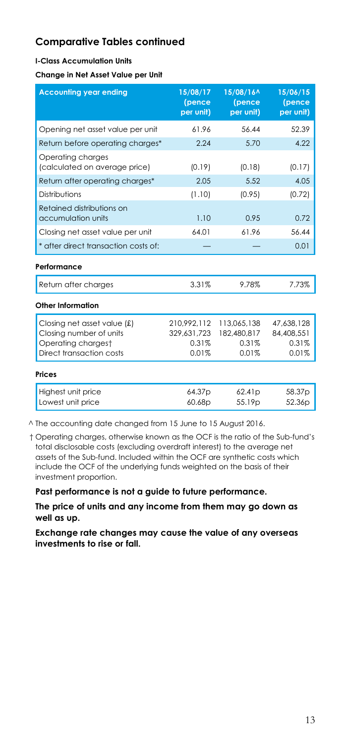## Comparative Tables continued

#### I-Class Accumulation Units

#### Change in Net Asset Value per Unit

| Accounting year ending | 15/08/17 (pence per unit) | 15/08/16^ (pence per unit) | 15/06/15 (pence per unit) |
|---|---|---|---|
| Opening net asset value per unit | 61.96 | 56.44 | 52.39 |
| Return before operating charges* | 2.24 | 5.70 | 4.22 |
| Operating charges (calculated on average price) | (0.19) | (0.18) | (0.17) |
| Return after operating charges* | 2.05 | 5.52 | 4.05 |
| Distributions | (1.10) | (0.95) | (0.72) |
| Retained distributions on accumulation units | 1.10 | 0.95 | 0.72 |
| Closing net asset value per unit | 64.01 | 61.96 | 56.44 |
| * after direct transaction costs of: | — | — | 0.01 |

#### Performance

| | | | |
|---|---|---|---|
| Return after charges | 3.31% | 9.78% | 7.73% |

#### Other Information

| | | | |
|---|---|---|---|
| Closing net asset value (£) | 210,992,112 | 113,065,138 | 47,638,128 |
| Closing number of units | 329,631,723 | 182,480,817 | 84,408,551 |
| Operating charges† | 0.31% | 0.31% | 0.31% |
| Direct transaction costs | 0.01% | 0.01% | 0.01% |

#### Prices

| | | | |
|---|---|---|---|
| Highest unit price | 64.37p | 62.41p | 58.37p |
| Lowest unit price | 60.68p | 55.19p | 52.36p |

^ The accounting date changed from 15 June to 15 August 2016.

† Operating charges, otherwise known as the OCF is the ratio of the Sub-fund's total disclosable costs (excluding overdraft interest) to the average net assets of the Sub-fund. Included within the OCF are synthetic costs which include the OCF of the underlying funds weighted on the basis of their investment proportion.

**Past performance is not a guide to future performance.**

**The price of units and any income from them may go down as well as up.**

**Exchange rate changes may cause the value of any overseas investments to rise or fall.**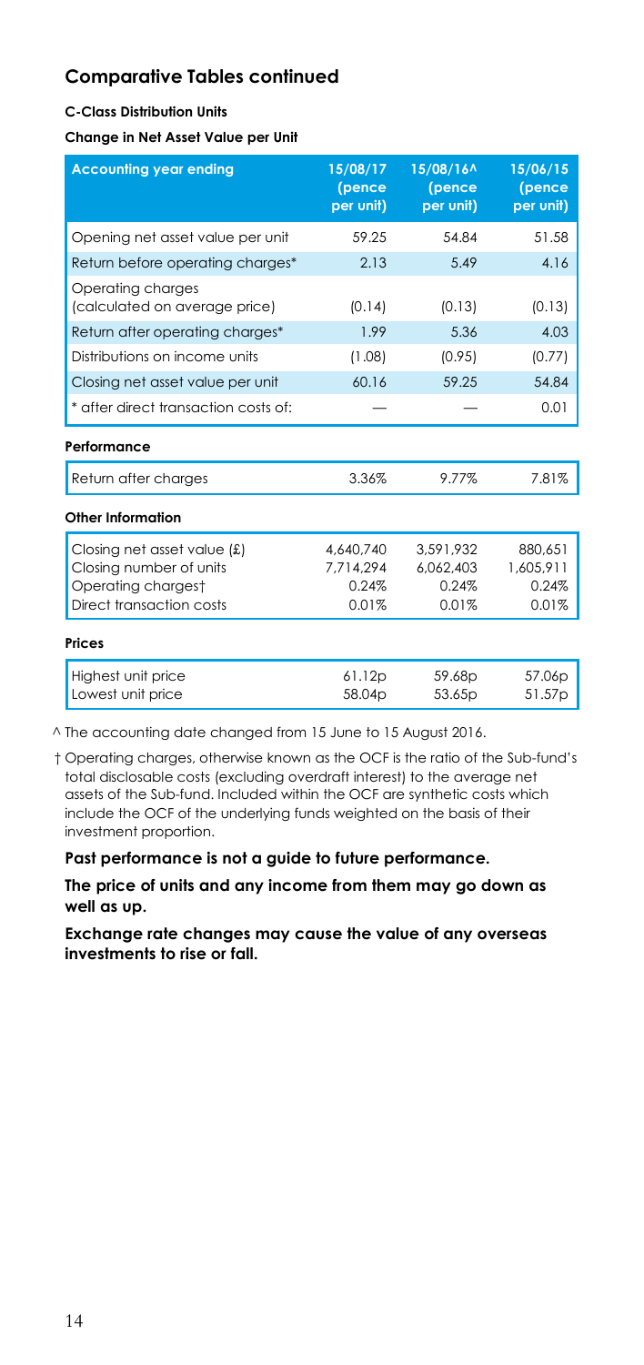## Comparative Tables continued

**C-Class Distribution Units**

**Change in Net Asset Value per Unit**

| Accounting year ending | 15/08/17 (pence per unit) | 15/08/16^ (pence per unit) | 15/06/15 (pence per unit) |
|---|---|---|---|
| Opening net asset value per unit | 59.25 | 54.84 | 51.58 |
| Return before operating charges* | 2.13 | 5.49 | 4.16 |
| Operating charges (calculated on average price) | (0.14) | (0.13) | (0.13) |
| Return after operating charges* | 1.99 | 5.36 | 4.03 |
| Distributions on income units | (1.08) | (0.95) | (0.77) |
| Closing net asset value per unit | 60.16 | 59.25 | 54.84 |
| * after direct transaction costs of: | — | — | 0.01 |
| **Performance** | | | |
| Return after charges | 3.36% | 9.77% | 7.81% |
| **Other Information** | | | |
| Closing net asset value (£) | 4,640,740 | 3,591,932 | 880,651 |
| Closing number of units | 7,714,294 | 6,062,403 | 1,605,911 |
| Operating charges† | 0.24% | 0.24% | 0.24% |
| Direct transaction costs | 0.01% | 0.01% | 0.01% |
| **Prices** | | | |
| Highest unit price | 61.12p | 59.68p | 57.06p |
| Lowest unit price | 58.04p | 53.65p | 51.57p |

^ The accounting date changed from 15 June to 15 August 2016.

† Operating charges, otherwise known as the OCF is the ratio of the Sub-fund's total disclosable costs (excluding overdraft interest) to the average net assets of the Sub-fund. Included within the OCF are synthetic costs which include the OCF of the underlying funds weighted on the basis of their investment proportion.

**Past performance is not a guide to future performance.**

**The price of units and any income from them may go down as well as up.**

**Exchange rate changes may cause the value of any overseas investments to rise or fall.**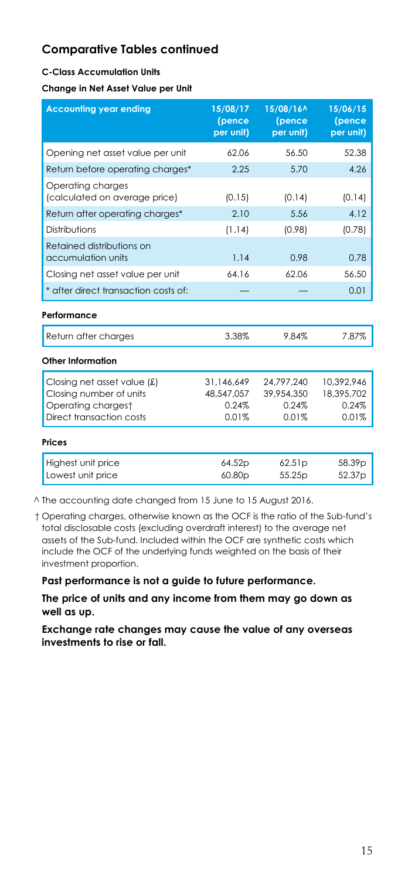## Comparative Tables continued

**C-Class Accumulation Units**

**Change in Net Asset Value per Unit**

| Accounting year ending | 15/08/17 (pence per unit) | 15/08/16^ (pence per unit) | 15/06/15 (pence per unit) |
|---|---|---|---|
| Opening net asset value per unit | 62.06 | 56.50 | 52.38 |
| Return before operating charges* | 2.25 | 5.70 | 4.26 |
| Operating charges (calculated on average price) | (0.15) | (0.14) | (0.14) |
| Return after operating charges* | 2.10 | 5.56 | 4.12 |
| Distributions | (1.14) | (0.98) | (0.78) |
| Retained distributions on accumulation units | 1.14 | 0.98 | 0.78 |
| Closing net asset value per unit | 64.16 | 62.06 | 56.50 |
| * after direct transaction costs of: | — | — | 0.01 |

**Performance**

| | | | |
|---|---|---|---|
| Return after charges | 3.38% | 9.84% | 7.87% |

**Other Information**

| | | | |
|---|---|---|---|
| Closing net asset value (£) | 31,146,649 | 24,797,240 | 10,392,946 |
| Closing number of units | 48,547,057 | 39,954,350 | 18,395,702 |
| Operating charges† | 0.24% | 0.24% | 0.24% |
| Direct transaction costs | 0.01% | 0.01% | 0.01% |

**Prices**

| | | | |
|---|---|---|---|
| Highest unit price | 64.52p | 62.51p | 58.39p |
| Lowest unit price | 60.80p | 55.25p | 52.37p |

^ The accounting date changed from 15 June to 15 August 2016.

† Operating charges, otherwise known as the OCF is the ratio of the Sub-fund's total disclosable costs (excluding overdraft interest) to the average net assets of the Sub-fund. Included within the OCF are synthetic costs which include the OCF of the underlying funds weighted on the basis of their investment proportion.

**Past performance is not a guide to future performance.**

**The price of units and any income from them may go down as well as up.**

**Exchange rate changes may cause the value of any overseas investments to rise or fall.**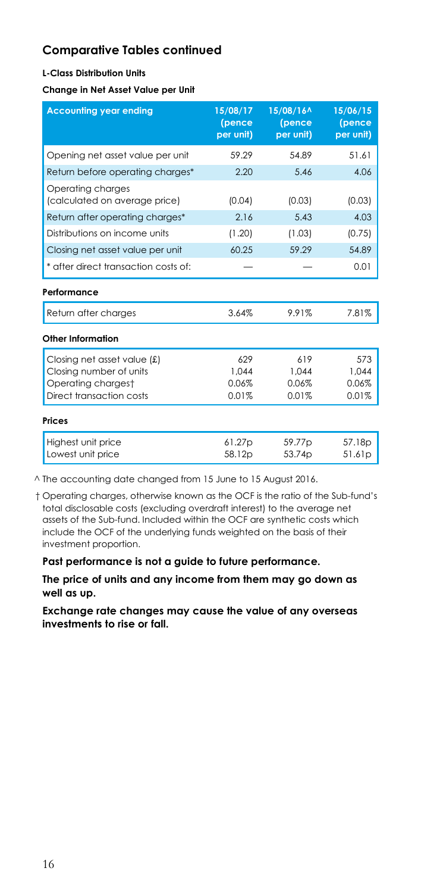## Comparative Tables continued

**L-Class Distribution Units**

**Change in Net Asset Value per Unit**

| Accounting year ending | 15/08/17 (pence per unit) | 15/08/16^ (pence per unit) | 15/06/15 (pence per unit) |
|---|---|---|---|
| Opening net asset value per unit | 59.29 | 54.89 | 51.61 |
| Return before operating charges* | 2.20 | 5.46 | 4.06 |
| Operating charges (calculated on average price) | (0.04) | (0.03) | (0.03) |
| Return after operating charges* | 2.16 | 5.43 | 4.03 |
| Distributions on income units | (1.20) | (1.03) | (0.75) |
| Closing net asset value per unit | 60.25 | 59.29 | 54.89 |
| * after direct transaction costs of: | — | — | 0.01 |
| **Performance** | | | |
| Return after charges | 3.64% | 9.91% | 7.81% |
| **Other Information** | | | |
| Closing net asset value (£) | 629 | 619 | 573 |
| Closing number of units | 1,044 | 1,044 | 1,044 |
| Operating charges† | 0.06% | 0.06% | 0.06% |
| Direct transaction costs | 0.01% | 0.01% | 0.01% |
| **Prices** | | | |
| Highest unit price | 61.27p | 59.77p | 57.18p |
| Lowest unit price | 58.12p | 53.74p | 51.61p |

^ The accounting date changed from 15 June to 15 August 2016.

† Operating charges, otherwise known as the OCF is the ratio of the Sub-fund's total disclosable costs (excluding overdraft interest) to the average net assets of the Sub-fund. Included within the OCF are synthetic costs which include the OCF of the underlying funds weighted on the basis of their investment proportion.

**Past performance is not a guide to future performance.**

**The price of units and any income from them may go down as well as up.**

**Exchange rate changes may cause the value of any overseas investments to rise or fall.**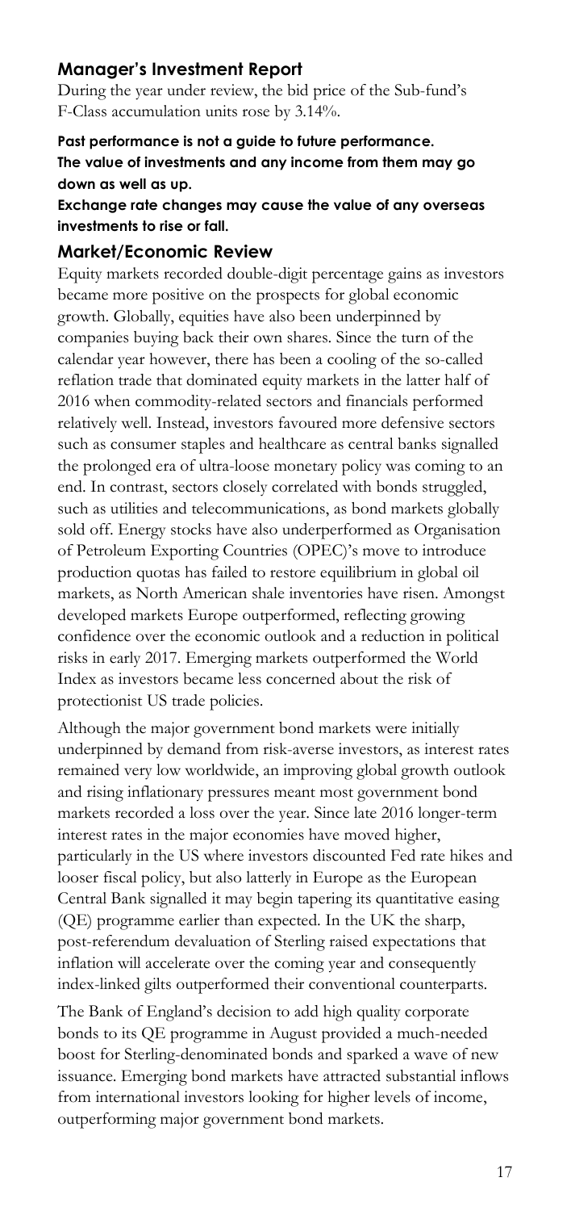## Manager's Investment Report

During the year under review, the bid price of the Sub-fund's F-Class accumulation units rose by 3.14%.

**Past performance is not a guide to future performance.**
**The value of investments and any income from them may go down as well as up.**
**Exchange rate changes may cause the value of any overseas investments to rise or fall.**

## Market/Economic Review

Equity markets recorded double-digit percentage gains as investors became more positive on the prospects for global economic growth. Globally, equities have also been underpinned by companies buying back their own shares. Since the turn of the calendar year however, there has been a cooling of the so-called reflation trade that dominated equity markets in the latter half of 2016 when commodity-related sectors and financials performed relatively well. Instead, investors favoured more defensive sectors such as consumer staples and healthcare as central banks signalled the prolonged era of ultra-loose monetary policy was coming to an end. In contrast, sectors closely correlated with bonds struggled, such as utilities and telecommunications, as bond markets globally sold off. Energy stocks have also underperformed as Organisation of Petroleum Exporting Countries (OPEC)'s move to introduce production quotas has failed to restore equilibrium in global oil markets, as North American shale inventories have risen. Amongst developed markets Europe outperformed, reflecting growing confidence over the economic outlook and a reduction in political risks in early 2017. Emerging markets outperformed the World Index as investors became less concerned about the risk of protectionist US trade policies.

Although the major government bond markets were initially underpinned by demand from risk-averse investors, as interest rates remained very low worldwide, an improving global growth outlook and rising inflationary pressures meant most government bond markets recorded a loss over the year. Since late 2016 longer-term interest rates in the major economies have moved higher, particularly in the US where investors discounted Fed rate hikes and looser fiscal policy, but also latterly in Europe as the European Central Bank signalled it may begin tapering its quantitative easing (QE) programme earlier than expected. In the UK the sharp, post-referendum devaluation of Sterling raised expectations that inflation will accelerate over the coming year and consequently index-linked gilts outperformed their conventional counterparts.

The Bank of England's decision to add high quality corporate bonds to its QE programme in August provided a much-needed boost for Sterling-denominated bonds and sparked a wave of new issuance. Emerging bond markets have attracted substantial inflows from international investors looking for higher levels of income, outperforming major government bond markets.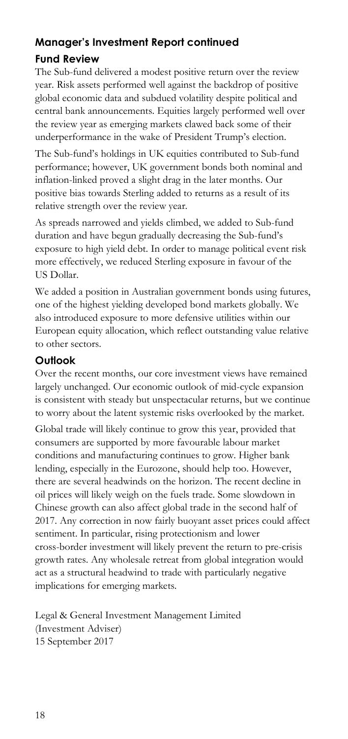## Manager's Investment Report continued

### Fund Review

The Sub-fund delivered a modest positive return over the review year. Risk assets performed well against the backdrop of positive global economic data and subdued volatility despite political and central bank announcements. Equities largely performed well over the review year as emerging markets clawed back some of their underperformance in the wake of President Trump's election.

The Sub-fund's holdings in UK equities contributed to Sub-fund performance; however, UK government bonds both nominal and inflation-linked proved a slight drag in the later months. Our positive bias towards Sterling added to returns as a result of its relative strength over the review year.

As spreads narrowed and yields climbed, we added to Sub-fund duration and have begun gradually decreasing the Sub-fund's exposure to high yield debt. In order to manage political event risk more effectively, we reduced Sterling exposure in favour of the US Dollar.

We added a position in Australian government bonds using futures, one of the highest yielding developed bond markets globally. We also introduced exposure to more defensive utilities within our European equity allocation, which reflect outstanding value relative to other sectors.

### Outlook

Over the recent months, our core investment views have remained largely unchanged. Our economic outlook of mid-cycle expansion is consistent with steady but unspectacular returns, but we continue to worry about the latent systemic risks overlooked by the market.

Global trade will likely continue to grow this year, provided that consumers are supported by more favourable labour market conditions and manufacturing continues to grow. Higher bank lending, especially in the Eurozone, should help too. However, there are several headwinds on the horizon. The recent decline in oil prices will likely weigh on the fuels trade. Some slowdown in Chinese growth can also affect global trade in the second half of 2017. Any correction in now fairly buoyant asset prices could affect sentiment. In particular, rising protectionism and lower cross-border investment will likely prevent the return to pre-crisis growth rates. Any wholesale retreat from global integration would act as a structural headwind to trade with particularly negative implications for emerging markets.

Legal & General Investment Management Limited
(Investment Adviser)
15 September 2017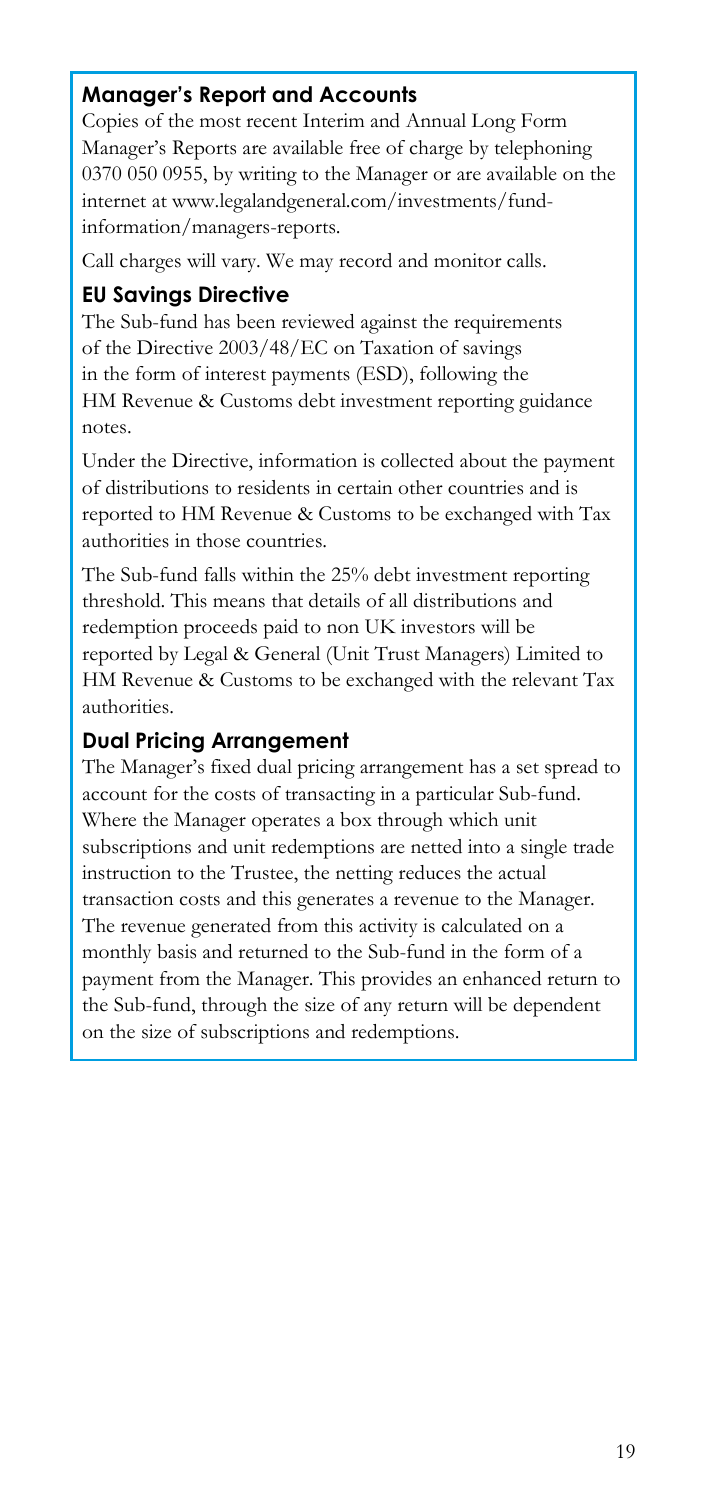## Manager's Report and Accounts

Copies of the most recent Interim and Annual Long Form Manager's Reports are available free of charge by telephoning 0370 050 0955, by writing to the Manager or are available on the internet at www.legalandgeneral.com/investments/fund-information/managers-reports.

Call charges will vary. We may record and monitor calls.

## EU Savings Directive

The Sub-fund has been reviewed against the requirements of the Directive 2003/48/EC on Taxation of savings in the form of interest payments (ESD), following the HM Revenue & Customs debt investment reporting guidance notes.

Under the Directive, information is collected about the payment of distributions to residents in certain other countries and is reported to HM Revenue & Customs to be exchanged with Tax authorities in those countries.

The Sub-fund falls within the 25% debt investment reporting threshold. This means that details of all distributions and redemption proceeds paid to non UK investors will be reported by Legal & General (Unit Trust Managers) Limited to HM Revenue & Customs to be exchanged with the relevant Tax authorities.

## Dual Pricing Arrangement

The Manager's fixed dual pricing arrangement has a set spread to account for the costs of transacting in a particular Sub-fund. Where the Manager operates a box through which unit subscriptions and unit redemptions are netted into a single trade instruction to the Trustee, the netting reduces the actual transaction costs and this generates a revenue to the Manager. The revenue generated from this activity is calculated on a monthly basis and returned to the Sub-fund in the form of a payment from the Manager. This provides an enhanced return to the Sub-fund, through the size of any return will be dependent on the size of subscriptions and redemptions.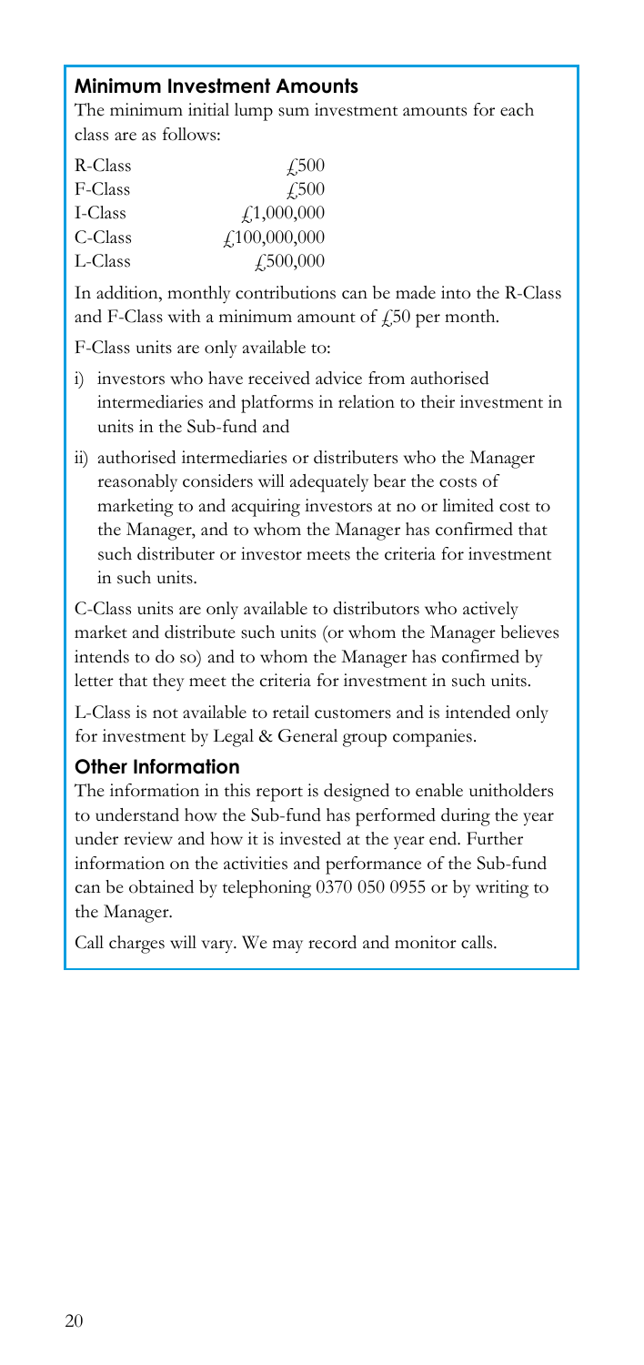## Minimum Investment Amounts

The minimum initial lump sum investment amounts for each class are as follows:

| | |
|---|---|
| R-Class | £500 |
| F-Class | £500 |
| I-Class | £1,000,000 |
| C-Class | £100,000,000 |
| L-Class | £500,000 |

In addition, monthly contributions can be made into the R-Class and F-Class with a minimum amount of £50 per month.

F-Class units are only available to:

i) investors who have received advice from authorised intermediaries and platforms in relation to their investment in units in the Sub-fund and

ii) authorised intermediaries or distributers who the Manager reasonably considers will adequately bear the costs of marketing to and acquiring investors at no or limited cost to the Manager, and to whom the Manager has confirmed that such distributer or investor meets the criteria for investment in such units.

C-Class units are only available to distributors who actively market and distribute such units (or whom the Manager believes intends to do so) and to whom the Manager has confirmed by letter that they meet the criteria for investment in such units.

L-Class is not available to retail customers and is intended only for investment by Legal & General group companies.

## Other Information

The information in this report is designed to enable unitholders to understand how the Sub-fund has performed during the year under review and how it is invested at the year end. Further information on the activities and performance of the Sub-fund can be obtained by telephoning 0370 050 0955 or by writing to the Manager.

Call charges will vary. We may record and monitor calls.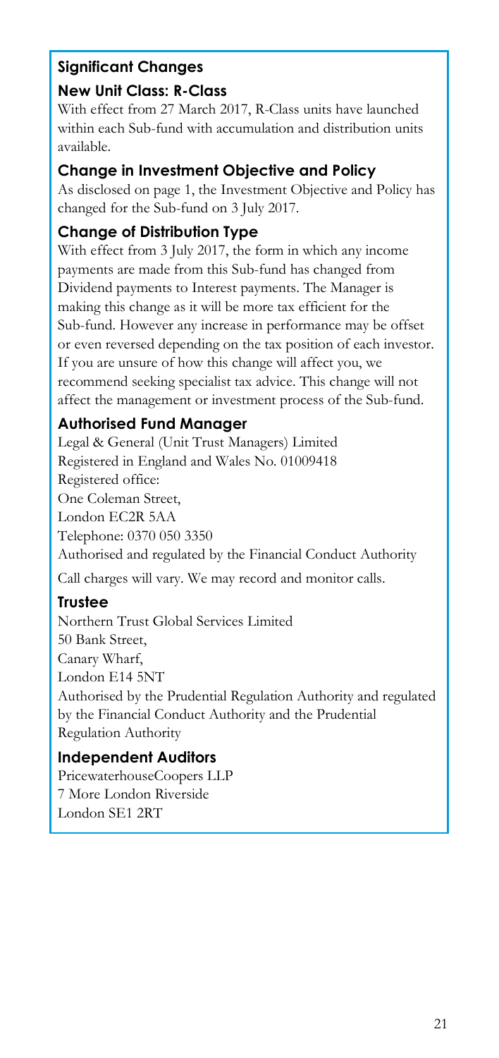## Significant Changes

### New Unit Class: R-Class

With effect from 27 March 2017, R-Class units have launched within each Sub-fund with accumulation and distribution units available.

### Change in Investment Objective and Policy

As disclosed on page 1, the Investment Objective and Policy has changed for the Sub-fund on 3 July 2017.

### Change of Distribution Type

With effect from 3 July 2017, the form in which any income payments are made from this Sub-fund has changed from Dividend payments to Interest payments. The Manager is making this change as it will be more tax efficient for the Sub-fund. However any increase in performance may be offset or even reversed depending on the tax position of each investor. If you are unsure of how this change will affect you, we recommend seeking specialist tax advice. This change will not affect the management or investment process of the Sub-fund.

### Authorised Fund Manager

Legal & General (Unit Trust Managers) Limited
Registered in England and Wales No. 01009418
Registered office:
One Coleman Street,
London EC2R 5AA
Telephone: 0370 050 3350
Authorised and regulated by the Financial Conduct Authority

Call charges will vary. We may record and monitor calls.

### Trustee

Northern Trust Global Services Limited
50 Bank Street,
Canary Wharf,
London E14 5NT
Authorised by the Prudential Regulation Authority and regulated by the Financial Conduct Authority and the Prudential Regulation Authority

### Independent Auditors

PricewaterhouseCoopers LLP
7 More London Riverside
London SE1 2RT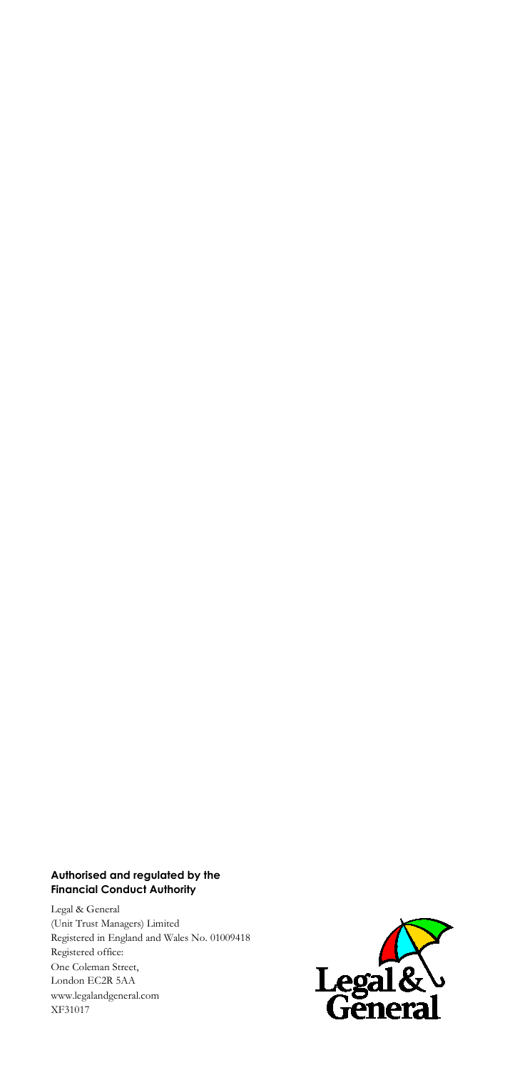**Authorised and regulated by the Financial Conduct Authority**

Legal & General
(Unit Trust Managers) Limited
Registered in England and Wales No. 01009418
Registered office:
One Coleman Street,
London EC2R 5AA
www.legalandgeneral.com
XF31017